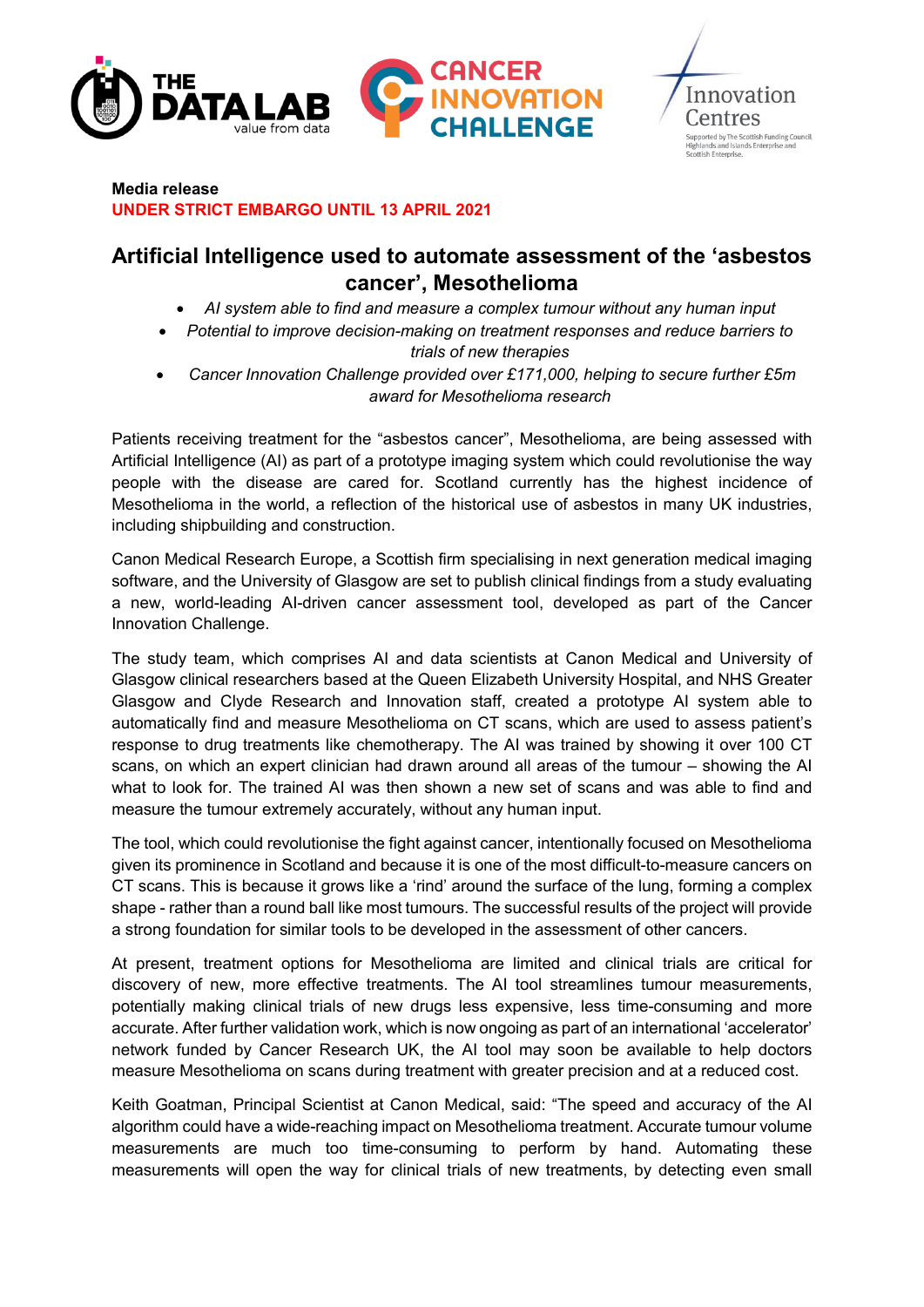**Media release**
**UNDER STRICT EMBARGO UNTIL 13 APRIL 2021**

# Artificial Intelligence used to automate assessment of the 'asbestos cancer', Mesothelioma

- *AI system able to find and measure a complex tumour without any human input*
- *Potential to improve decision-making on treatment responses and reduce barriers to trials of new therapies*
- *Cancer Innovation Challenge provided over £171,000, helping to secure further £5m award for Mesothelioma research*

Patients receiving treatment for the "asbestos cancer", Mesothelioma, are being assessed with Artificial Intelligence (AI) as part of a prototype imaging system which could revolutionise the way people with the disease are cared for. Scotland currently has the highest incidence of Mesothelioma in the world, a reflection of the historical use of asbestos in many UK industries, including shipbuilding and construction.

Canon Medical Research Europe, a Scottish firm specialising in next generation medical imaging software, and the University of Glasgow are set to publish clinical findings from a study evaluating a new, world-leading AI-driven cancer assessment tool, developed as part of the Cancer Innovation Challenge.

The study team, which comprises AI and data scientists at Canon Medical and University of Glasgow clinical researchers based at the Queen Elizabeth University Hospital, and NHS Greater Glasgow and Clyde Research and Innovation staff, created a prototype AI system able to automatically find and measure Mesothelioma on CT scans, which are used to assess patient's response to drug treatments like chemotherapy. The AI was trained by showing it over 100 CT scans, on which an expert clinician had drawn around all areas of the tumour – showing the AI what to look for. The trained AI was then shown a new set of scans and was able to find and measure the tumour extremely accurately, without any human input.

The tool, which could revolutionise the fight against cancer, intentionally focused on Mesothelioma given its prominence in Scotland and because it is one of the most difficult-to-measure cancers on CT scans. This is because it grows like a 'rind' around the surface of the lung, forming a complex shape - rather than a round ball like most tumours. The successful results of the project will provide a strong foundation for similar tools to be developed in the assessment of other cancers.

At present, treatment options for Mesothelioma are limited and clinical trials are critical for discovery of new, more effective treatments. The AI tool streamlines tumour measurements, potentially making clinical trials of new drugs less expensive, less time-consuming and more accurate. After further validation work, which is now ongoing as part of an international 'accelerator' network funded by Cancer Research UK, the AI tool may soon be available to help doctors measure Mesothelioma on scans during treatment with greater precision and at a reduced cost.

Keith Goatman, Principal Scientist at Canon Medical, said: "The speed and accuracy of the AI algorithm could have a wide-reaching impact on Mesothelioma treatment. Accurate tumour volume measurements are much too time-consuming to perform by hand. Automating these measurements will open the way for clinical trials of new treatments, by detecting even small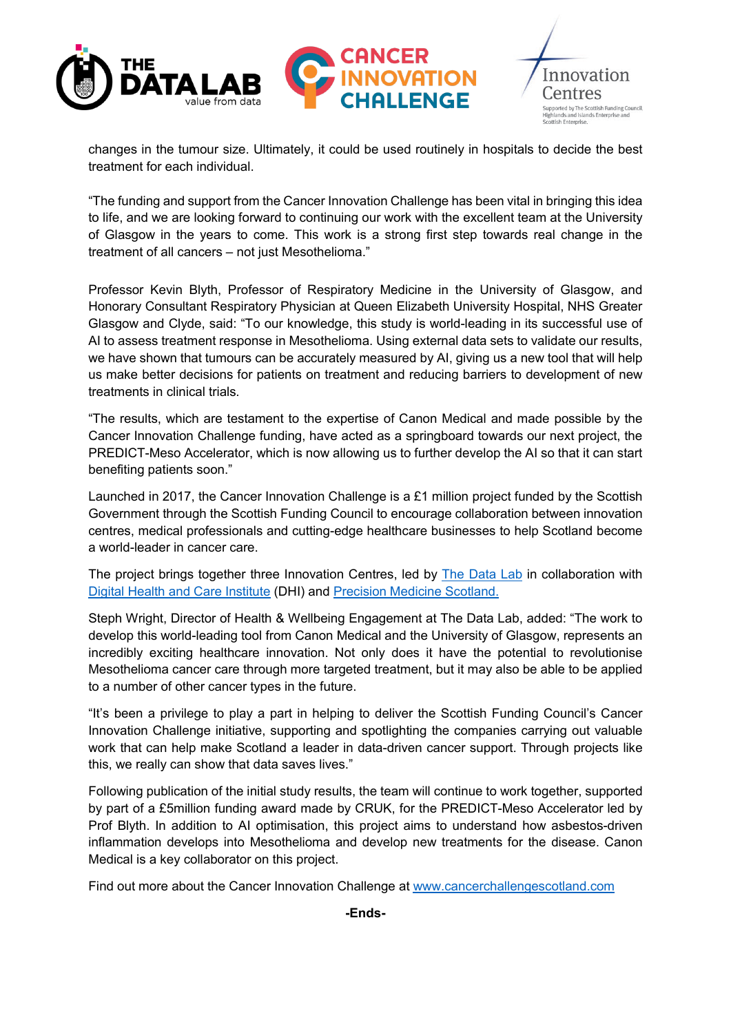changes in the tumour size. Ultimately, it could be used routinely in hospitals to decide the best treatment for each individual.

"The funding and support from the Cancer Innovation Challenge has been vital in bringing this idea to life, and we are looking forward to continuing our work with the excellent team at the University of Glasgow in the years to come. This work is a strong first step towards real change in the treatment of all cancers – not just Mesothelioma."

Professor Kevin Blyth, Professor of Respiratory Medicine in the University of Glasgow, and Honorary Consultant Respiratory Physician at Queen Elizabeth University Hospital, NHS Greater Glasgow and Clyde, said: "To our knowledge, this study is world-leading in its successful use of AI to assess treatment response in Mesothelioma. Using external data sets to validate our results, we have shown that tumours can be accurately measured by AI, giving us a new tool that will help us make better decisions for patients on treatment and reducing barriers to development of new treatments in clinical trials.

"The results, which are testament to the expertise of Canon Medical and made possible by the Cancer Innovation Challenge funding, have acted as a springboard towards our next project, the PREDICT-Meso Accelerator, which is now allowing us to further develop the AI so that it can start benefiting patients soon."

Launched in 2017, the Cancer Innovation Challenge is a £1 million project funded by the Scottish Government through the Scottish Funding Council to encourage collaboration between innovation centres, medical professionals and cutting-edge healthcare businesses to help Scotland become a world-leader in cancer care.

The project brings together three Innovation Centres, led by [The Data Lab]() in collaboration with [Digital Health and Care Institute]() (DHI) and [Precision Medicine Scotland.]()

Steph Wright, Director of Health & Wellbeing Engagement at The Data Lab, added: "The work to develop this world-leading tool from Canon Medical and the University of Glasgow, represents an incredibly exciting healthcare innovation. Not only does it have the potential to revolutionise Mesothelioma cancer care through more targeted treatment, but it may also be able to be applied to a number of other cancer types in the future.

"It's been a privilege to play a part in helping to deliver the Scottish Funding Council's Cancer Innovation Challenge initiative, supporting and spotlighting the companies carrying out valuable work that can help make Scotland a leader in data-driven cancer support. Through projects like this, we really can show that data saves lives."

Following publication of the initial study results, the team will continue to work together, supported by part of a £5million funding award made by CRUK, for the PREDICT-Meso Accelerator led by Prof Blyth. In addition to AI optimisation, this project aims to understand how asbestos-driven inflammation develops into Mesothelioma and develop new treatments for the disease. Canon Medical is a key collaborator on this project.

Find out more about the Cancer Innovation Challenge at [www.cancerchallengescotland.com]()

**-Ends-**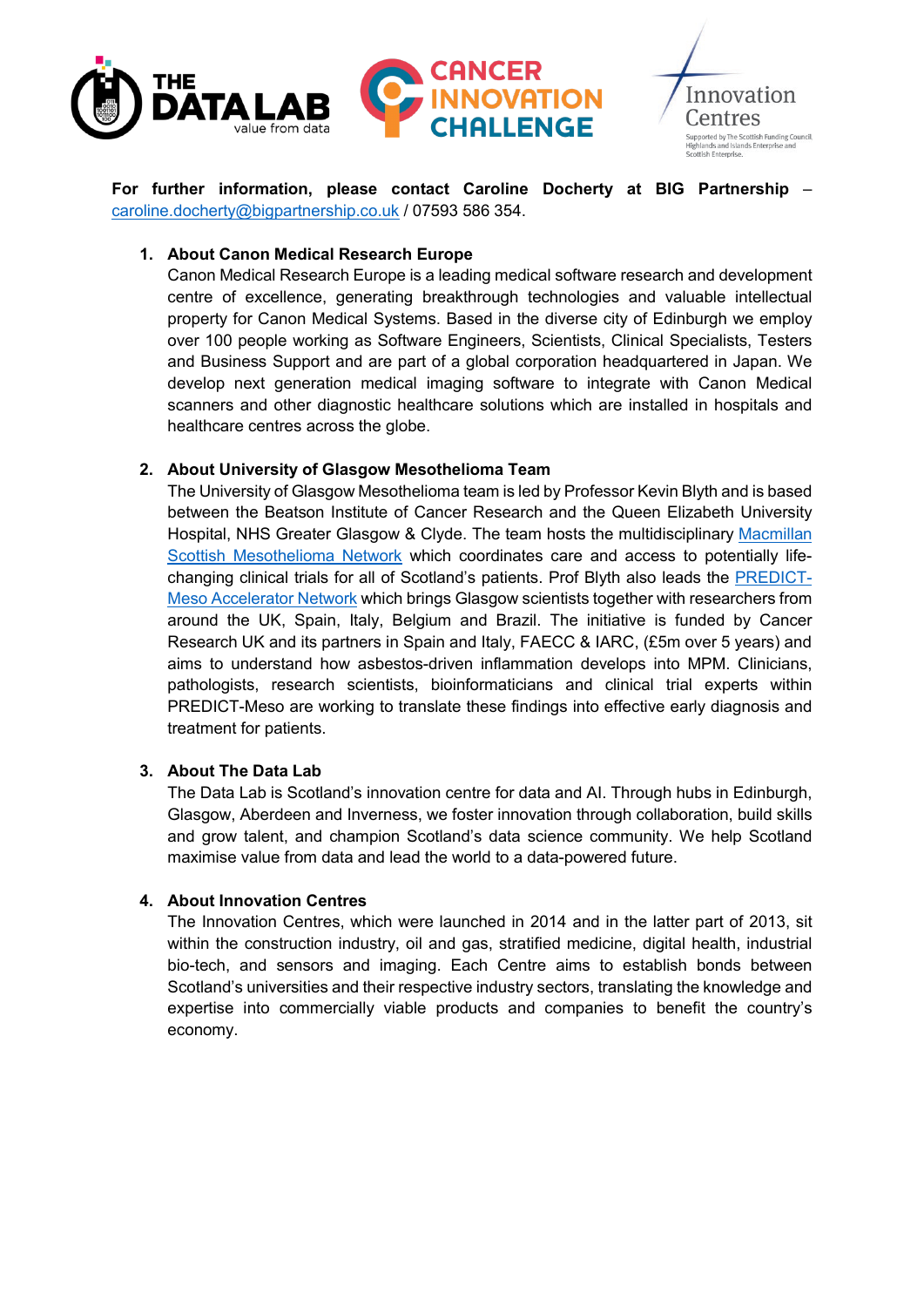**For further information, please contact Caroline Docherty at BIG Partnership** – caroline.docherty@bigpartnership.co.uk / 07593 586 354.

1. **About Canon Medical Research Europe**
   Canon Medical Research Europe is a leading medical software research and development centre of excellence, generating breakthrough technologies and valuable intellectual property for Canon Medical Systems. Based in the diverse city of Edinburgh we employ over 100 people working as Software Engineers, Scientists, Clinical Specialists, Testers and Business Support and are part of a global corporation headquartered in Japan. We develop next generation medical imaging software to integrate with Canon Medical scanners and other diagnostic healthcare solutions which are installed in hospitals and healthcare centres across the globe.

2. **About University of Glasgow Mesothelioma Team**
   The University of Glasgow Mesothelioma team is led by Professor Kevin Blyth and is based between the Beatson Institute of Cancer Research and the Queen Elizabeth University Hospital, NHS Greater Glasgow & Clyde. The team hosts the multidisciplinary Macmillan Scottish Mesothelioma Network which coordinates care and access to potentially life-changing clinical trials for all of Scotland's patients. Prof Blyth also leads the PREDICT-Meso Accelerator Network which brings Glasgow scientists together with researchers from around the UK, Spain, Italy, Belgium and Brazil. The initiative is funded by Cancer Research UK and its partners in Spain and Italy, FAECC & IARC, (£5m over 5 years) and aims to understand how asbestos-driven inflammation develops into MPM. Clinicians, pathologists, research scientists, bioinformaticians and clinical trial experts within PREDICT-Meso are working to translate these findings into effective early diagnosis and treatment for patients.

3. **About The Data Lab**
   The Data Lab is Scotland's innovation centre for data and AI. Through hubs in Edinburgh, Glasgow, Aberdeen and Inverness, we foster innovation through collaboration, build skills and grow talent, and champion Scotland's data science community. We help Scotland maximise value from data and lead the world to a data-powered future.

4. **About Innovation Centres**
   The Innovation Centres, which were launched in 2014 and in the latter part of 2013, sit within the construction industry, oil and gas, stratified medicine, digital health, industrial bio-tech, and sensors and imaging. Each Centre aims to establish bonds between Scotland's universities and their respective industry sectors, translating the knowledge and expertise into commercially viable products and companies to benefit the country's economy.